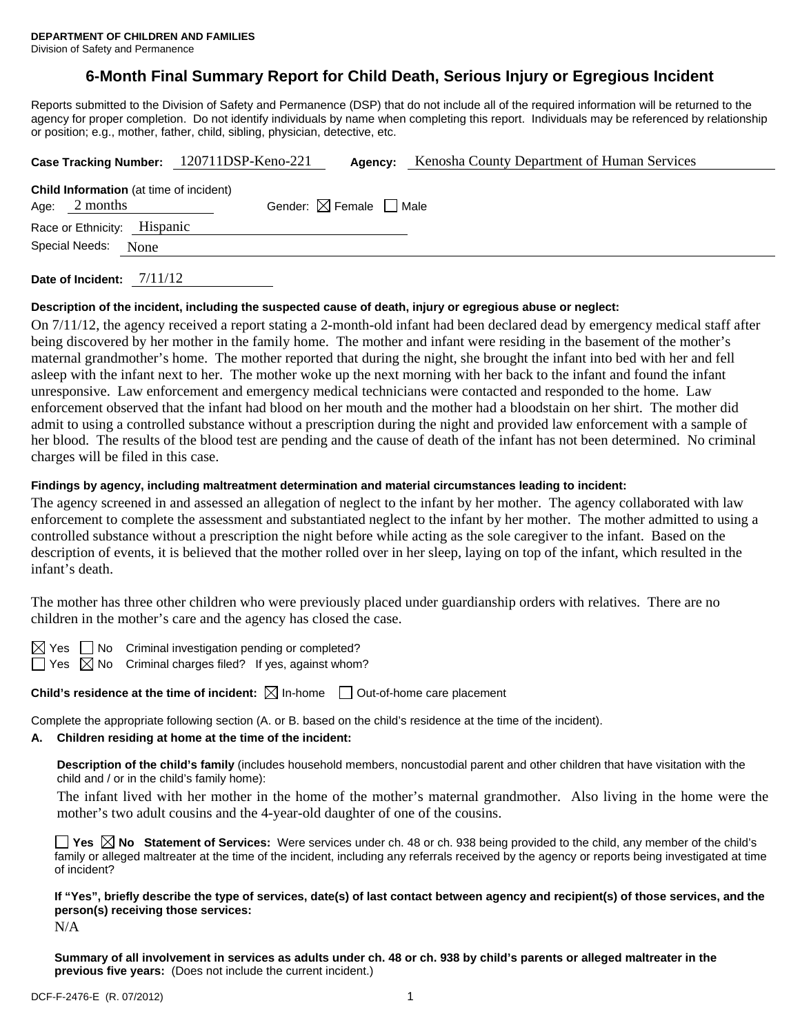**DEPARTMENT OF CHILDREN AND FAMILIES**
Division of Safety and Permanence

# 6-Month Final Summary Report for Child Death, Serious Injury or Egregious Incident

Reports submitted to the Division of Safety and Permanence (DSP) that do not include all of the required information will be returned to the agency for proper completion. Do not identify individuals by name when completing this report. Individuals may be referenced by relationship or position; e.g., mother, father, child, sibling, physician, detective, etc.

**Case Tracking Number:** 120711DSP-Keno-221 **Agency:** Kenosha County Department of Human Services

**Child Information** (at time of incident)
Age: 2 months Gender: ☒ Female ☐ Male
Race or Ethnicity: Hispanic
Special Needs: None

**Date of Incident:** 7/11/12

**Description of the incident, including the suspected cause of death, injury or egregious abuse or neglect:**

On 7/11/12, the agency received a report stating a 2-month-old infant had been declared dead by emergency medical staff after being discovered by her mother in the family home. The mother and infant were residing in the basement of the mother's maternal grandmother's home. The mother reported that during the night, she brought the infant into bed with her and fell asleep with the infant next to her. The mother woke up the next morning with her back to the infant and found the infant unresponsive. Law enforcement and emergency medical technicians were contacted and responded to the home. Law enforcement observed that the infant had blood on her mouth and the mother had a bloodstain on her shirt. The mother did admit to using a controlled substance without a prescription during the night and provided law enforcement with a sample of her blood. The results of the blood test are pending and the cause of death of the infant has not been determined. No criminal charges will be filed in this case.

**Findings by agency, including maltreatment determination and material circumstances leading to incident:**

The agency screened in and assessed an allegation of neglect to the infant by her mother. The agency collaborated with law enforcement to complete the assessment and substantiated neglect to the infant by her mother. The mother admitted to using a controlled substance without a prescription the night before while acting as the sole caregiver to the infant. Based on the description of events, it is believed that the mother rolled over in her sleep, laying on top of the infant, which resulted in the infant's death.

The mother has three other children who were previously placed under guardianship orders with relatives. There are no children in the mother's care and the agency has closed the case.

☒ Yes ☐ No Criminal investigation pending or completed?
☐ Yes ☒ No Criminal charges filed? If yes, against whom?

**Child's residence at the time of incident:** ☒ In-home ☐ Out-of-home care placement

Complete the appropriate following section (A. or B. based on the child's residence at the time of the incident).

**A. Children residing at home at the time of the incident:**

**Description of the child's family** (includes household members, noncustodial parent and other children that have visitation with the child and / or in the child's family home):

The infant lived with her mother in the home of the mother's maternal grandmother. Also living in the home were the mother's two adult cousins and the 4-year-old daughter of one of the cousins.

☐ **Yes** ☒ **No Statement of Services:** Were services under ch. 48 or ch. 938 being provided to the child, any member of the child's family or alleged maltreater at the time of the incident, including any referrals received by the agency or reports being investigated at time of incident?

**If "Yes", briefly describe the type of services, date(s) of last contact between agency and recipient(s) of those services, and the person(s) receiving those services:**

N/A

**Summary of all involvement in services as adults under ch. 48 or ch. 938 by child's parents or alleged maltreater in the previous five years:** (Does not include the current incident.)

DCF-F-2476-E (R. 07/2012)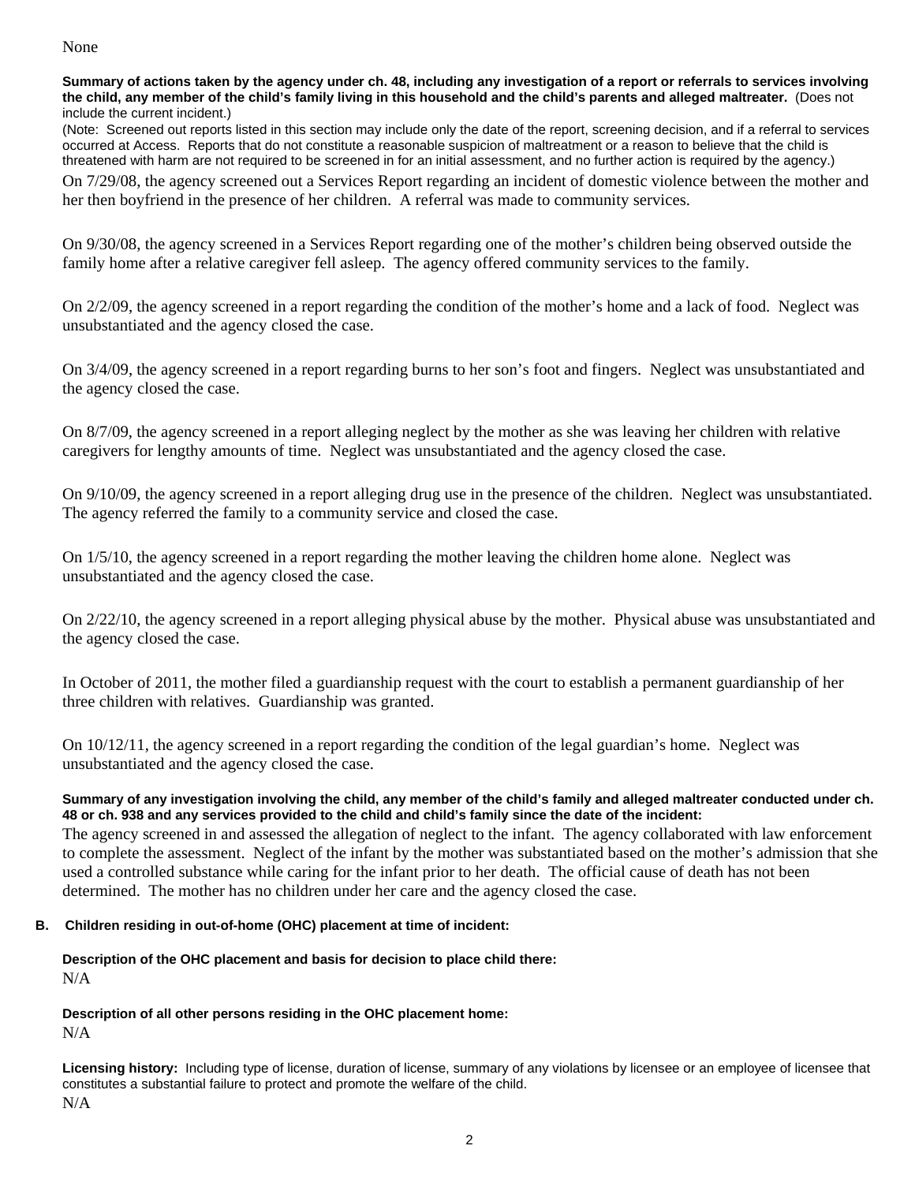None

**Summary of actions taken by the agency under ch. 48, including any investigation of a report or referrals to services involving the child, any member of the child's family living in this household and the child's parents and alleged maltreater.** (Does not include the current incident.)

(Note: Screened out reports listed in this section may include only the date of the report, screening decision, and if a referral to services occurred at Access. Reports that do not constitute a reasonable suspicion of maltreatment or a reason to believe that the child is threatened with harm are not required to be screened in for an initial assessment, and no further action is required by the agency.)

On 7/29/08, the agency screened out a Services Report regarding an incident of domestic violence between the mother and her then boyfriend in the presence of her children. A referral was made to community services.

On 9/30/08, the agency screened in a Services Report regarding one of the mother's children being observed outside the family home after a relative caregiver fell asleep. The agency offered community services to the family.

On 2/2/09, the agency screened in a report regarding the condition of the mother's home and a lack of food. Neglect was unsubstantiated and the agency closed the case.

On 3/4/09, the agency screened in a report regarding burns to her son's foot and fingers. Neglect was unsubstantiated and the agency closed the case.

On 8/7/09, the agency screened in a report alleging neglect by the mother as she was leaving her children with relative caregivers for lengthy amounts of time. Neglect was unsubstantiated and the agency closed the case.

On 9/10/09, the agency screened in a report alleging drug use in the presence of the children. Neglect was unsubstantiated. The agency referred the family to a community service and closed the case.

On 1/5/10, the agency screened in a report regarding the mother leaving the children home alone. Neglect was unsubstantiated and the agency closed the case.

On 2/22/10, the agency screened in a report alleging physical abuse by the mother. Physical abuse was unsubstantiated and the agency closed the case.

In October of 2011, the mother filed a guardianship request with the court to establish a permanent guardianship of her three children with relatives. Guardianship was granted.

On 10/12/11, the agency screened in a report regarding the condition of the legal guardian's home. Neglect was unsubstantiated and the agency closed the case.

**Summary of any investigation involving the child, any member of the child's family and alleged maltreater conducted under ch. 48 or ch. 938 and any services provided to the child and child's family since the date of the incident:**

The agency screened in and assessed the allegation of neglect to the infant. The agency collaborated with law enforcement to complete the assessment. Neglect of the infant by the mother was substantiated based on the mother's admission that she used a controlled substance while caring for the infant prior to her death. The official cause of death has not been determined. The mother has no children under her care and the agency closed the case.

### B. Children residing in out-of-home (OHC) placement at time of incident:

**Description of the OHC placement and basis for decision to place child there:**

N/A

**Description of all other persons residing in the OHC placement home:**

N/A

**Licensing history:** Including type of license, duration of license, summary of any violations by licensee or an employee of licensee that constitutes a substantial failure to protect and promote the welfare of the child.

N/A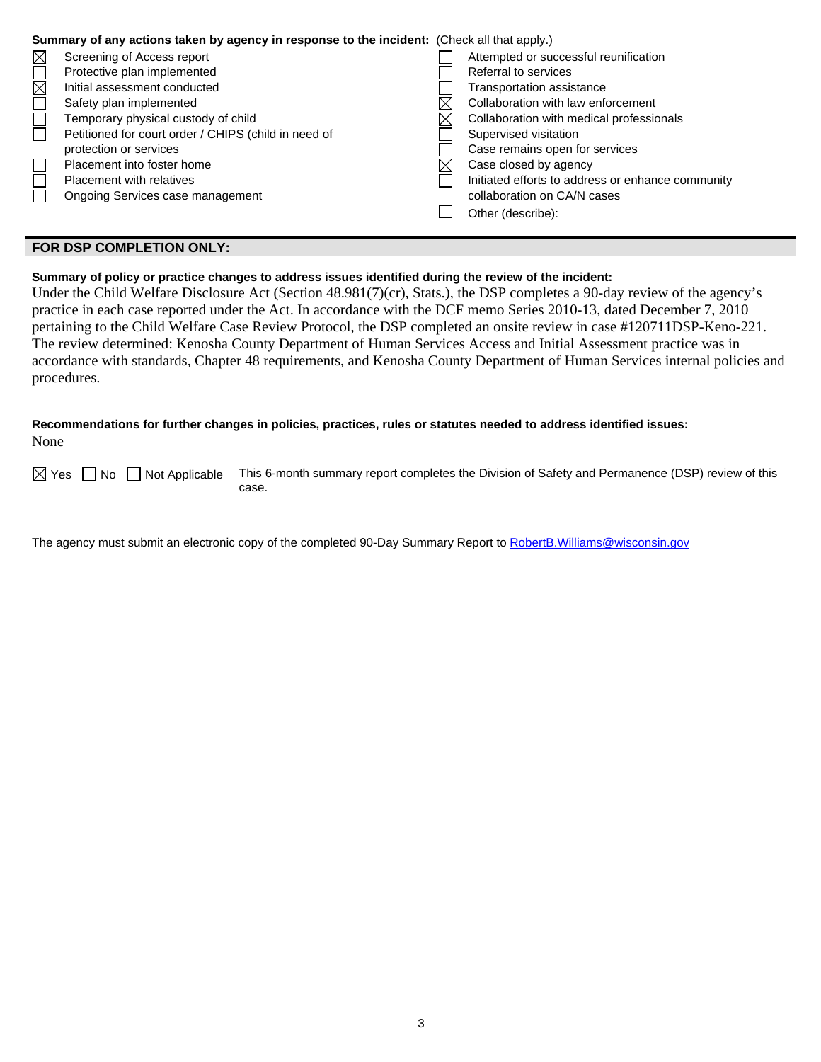**Summary of any actions taken by agency in response to the incident:** (Check all that apply.)

- [x] Screening of Access report
- [ ] Protective plan implemented
- [x] Initial assessment conducted
- [ ] Safety plan implemented
- [ ] Temporary physical custody of child
- [ ] Petitioned for court order / CHIPS (child in need of protection or services
- [ ] Placement into foster home
- [ ] Placement with relatives
- [ ] Ongoing Services case management
- [ ] Attempted or successful reunification
- [ ] Referral to services
- [ ] Transportation assistance
- [x] Collaboration with law enforcement
- [x] Collaboration with medical professionals
- [ ] Supervised visitation
- [ ] Case remains open for services
- [x] Case closed by agency
- [ ] Initiated efforts to address or enhance community collaboration on CA/N cases
- [ ] Other (describe):

## FOR DSP COMPLETION ONLY:

**Summary of policy or practice changes to address issues identified during the review of the incident:**

Under the Child Welfare Disclosure Act (Section 48.981(7)(cr), Stats.), the DSP completes a 90-day review of the agency's practice in each case reported under the Act. In accordance with the DCF memo Series 2010-13, dated December 7, 2010 pertaining to the Child Welfare Case Review Protocol, the DSP completed an onsite review in case #120711DSP-Keno-221. The review determined: Kenosha County Department of Human Services Access and Initial Assessment practice was in accordance with standards, Chapter 48 requirements, and Kenosha County Department of Human Services internal policies and procedures.

**Recommendations for further changes in policies, practices, rules or statutes needed to address identified issues:**

None

- [x] Yes
- [ ] No
- [ ] Not Applicable

This 6-month summary report completes the Division of Safety and Permanence (DSP) review of this case.

The agency must submit an electronic copy of the completed 90-Day Summary Report to RobertB.Williams@wisconsin.gov